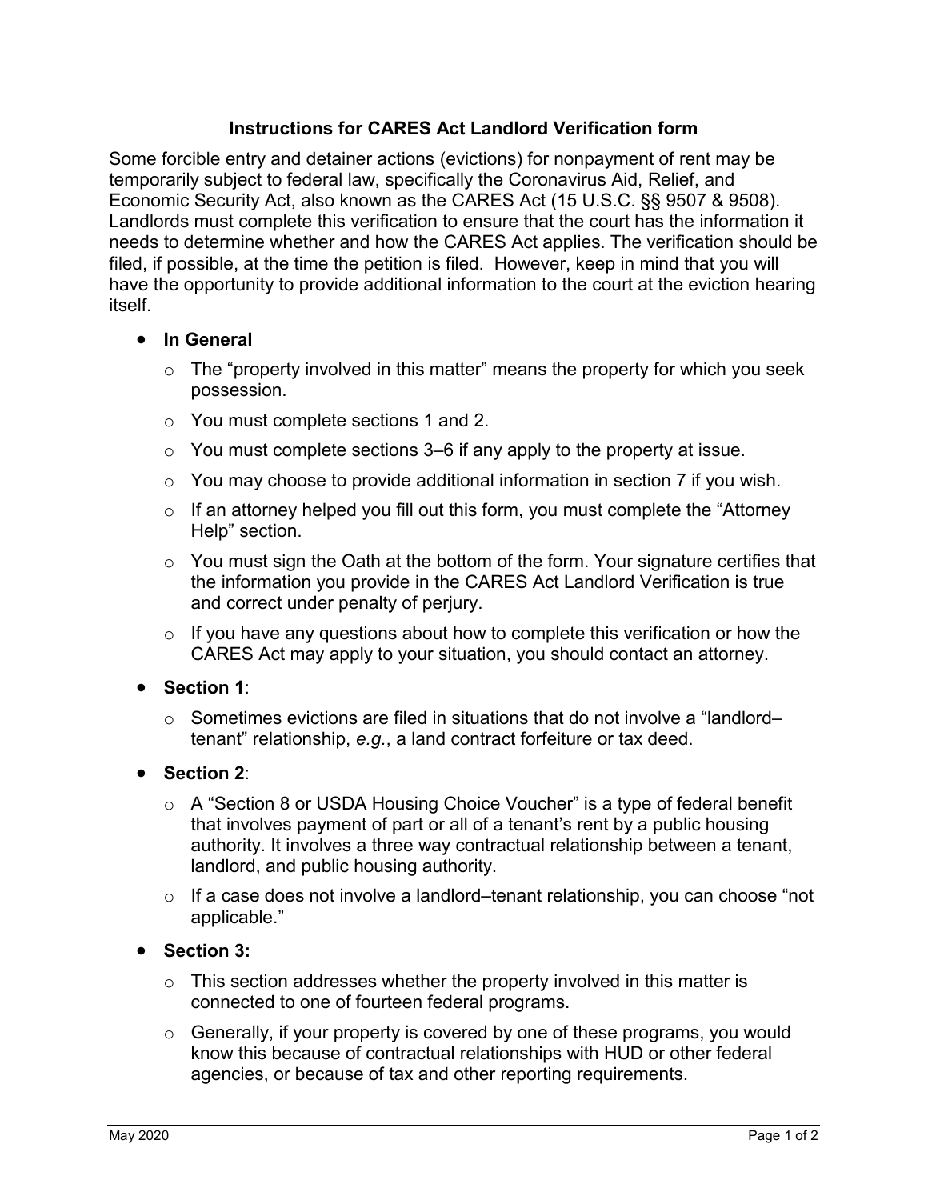# Instructions for CARES Act Landlord Verification form

Some forcible entry and detainer actions (evictions) for nonpayment of rent may be temporarily subject to federal law, specifically the Coronavirus Aid, Relief, and Economic Security Act, also known as the CARES Act (15 U.S.C. §§ 9507 & 9508). Landlords must complete this verification to ensure that the court has the information it needs to determine whether and how the CARES Act applies. The verification should be filed, if possible, at the time the petition is filed. However, keep in mind that you will have the opportunity to provide additional information to the court at the eviction hearing itself.

- **In General**
  - The "property involved in this matter" means the property for which you seek possession.
  - You must complete sections 1 and 2.
  - You must complete sections 3–6 if any apply to the property at issue.
  - You may choose to provide additional information in section 7 if you wish.
  - If an attorney helped you fill out this form, you must complete the "Attorney Help" section.
  - You must sign the Oath at the bottom of the form. Your signature certifies that the information you provide in the CARES Act Landlord Verification is true and correct under penalty of perjury.
  - If you have any questions about how to complete this verification or how the CARES Act may apply to your situation, you should contact an attorney.
- **Section 1**:
  - Sometimes evictions are filed in situations that do not involve a "landlord–tenant" relationship, *e.g.*, a land contract forfeiture or tax deed.
- **Section 2**:
  - A "Section 8 or USDA Housing Choice Voucher" is a type of federal benefit that involves payment of part or all of a tenant's rent by a public housing authority. It involves a three way contractual relationship between a tenant, landlord, and public housing authority.
  - If a case does not involve a landlord–tenant relationship, you can choose "not applicable."
- **Section 3:**
  - This section addresses whether the property involved in this matter is connected to one of fourteen federal programs.
  - Generally, if your property is covered by one of these programs, you would know this because of contractual relationships with HUD or other federal agencies, or because of tax and other reporting requirements.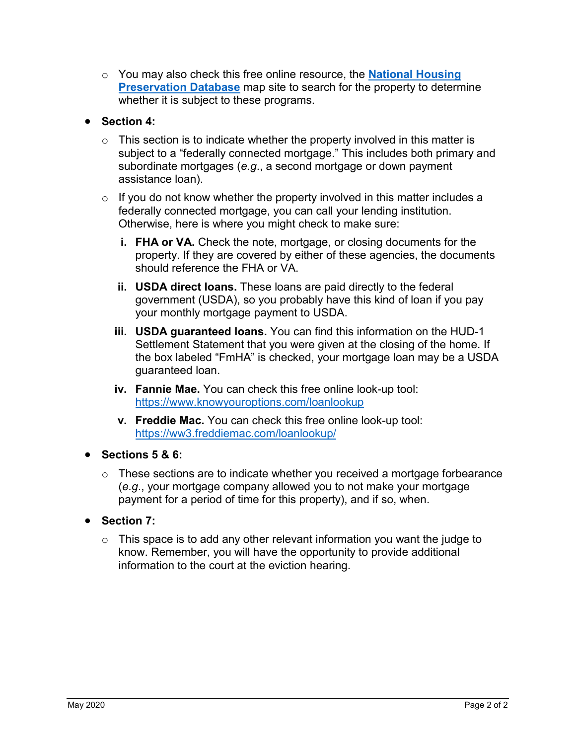- You may also check this free online resource, the **[National Housing Preservation Database]** map site to search for the property to determine whether it is subject to these programs.

- **Section 4:**
  - This section is to indicate whether the property involved in this matter is subject to a "federally connected mortgage." This includes both primary and subordinate mortgages (*e.g*., a second mortgage or down payment assistance loan).
  - If you do not know whether the property involved in this matter includes a federally connected mortgage, you can call your lending institution. Otherwise, here is where you might check to make sure:
    1. **FHA or VA.** Check the note, mortgage, or closing documents for the property. If they are covered by either of these agencies, the documents should reference the FHA or VA.
    2. **USDA direct loans.** These loans are paid directly to the federal government (USDA), so you probably have this kind of loan if you pay your monthly mortgage payment to USDA.
    3. **USDA guaranteed loans.** You can find this information on the HUD-1 Settlement Statement that you were given at the closing of the home. If the box labeled "FmHA" is checked, your mortgage loan may be a USDA guaranteed loan.
    4. **Fannie Mae.** You can check this free online look-up tool: https://www.knowyouroptions.com/loanlookup
    5. **Freddie Mac.** You can check this free online look-up tool: https://ww3.freddiemac.com/loanlookup/

- **Sections 5 & 6:**
  - These sections are to indicate whether you received a mortgage forbearance (*e.g*., your mortgage company allowed you to not make your mortgage payment for a period of time for this property), and if so, when.

- **Section 7:**
  - This space is to add any other relevant information you want the judge to know. Remember, you will have the opportunity to provide additional information to the court at the eviction hearing.

May 2020